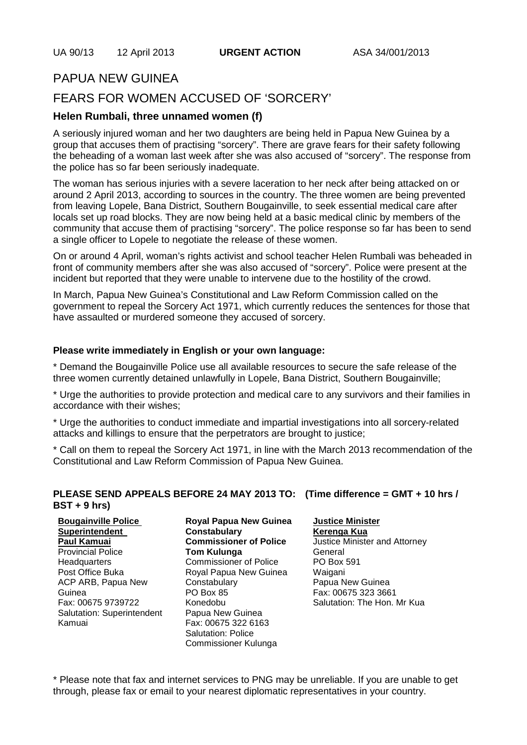UA 90/13 12 April 2013 **URGENT ACTION** ASA 34/001/2013

# PAPUA NEW GUINEA

# FEARS FOR WOMEN ACCUSED OF 'SORCERY'

### Helen Rumbali, three unnamed women (f)

A seriously injured woman and her two daughters are being held in Papua New Guinea by a group that accuses them of practising "sorcery". There are grave fears for their safety following the beheading of a woman last week after she was also accused of "sorcery". The response from the police has so far been seriously inadequate.

The woman has serious injuries with a severe laceration to her neck after being attacked on or around 2 April 2013, according to sources in the country. The three women are being prevented from leaving Lopele, Bana District, Southern Bougainville, to seek essential medical care after locals set up road blocks. They are now being held at a basic medical clinic by members of the community that accuse them of practising "sorcery". The police response so far has been to send a single officer to Lopele to negotiate the release of these women.

On or around 4 April, woman's rights activist and school teacher Helen Rumbali was beheaded in front of community members after she was also accused of "sorcery". Police were present at the incident but reported that they were unable to intervene due to the hostility of the crowd.

In March, Papua New Guinea's Constitutional and Law Reform Commission called on the government to repeal the Sorcery Act 1971, which currently reduces the sentences for those that have assaulted or murdered someone they accused of sorcery.

**Please write immediately in English or your own language:**

* Demand the Bougainville Police use all available resources to secure the safe release of the three women currently detained unlawfully in Lopele, Bana District, Southern Bougainville;

* Urge the authorities to provide protection and medical care to any survivors and their families in accordance with their wishes;

* Urge the authorities to conduct immediate and impartial investigations into all sorcery-related attacks and killings to ensure that the perpetrators are brought to justice;

* Call on them to repeal the Sorcery Act 1971, in line with the March 2013 recommendation of the Constitutional and Law Reform Commission of Papua New Guinea.

**PLEASE SEND APPEALS BEFORE 24 MAY 2013 TO: (Time difference = GMT + 10 hrs / BST + 9 hrs)**

**Bougainville Police Superintendent Paul Kamuai**
Provincial Police Headquarters
Post Office Buka
ACP ARB, Papua New Guinea
Fax: 00675 9739722
Salutation: Superintendent Kamuai

**Royal Papua New Guinea Constabulary Commissioner of Police Tom Kulunga**
Commissioner of Police
Royal Papua New Guinea Constabulary
PO Box 85
Konedobu
Papua New Guinea
Fax: 00675 322 6163
Salutation: Police Commissioner Kulunga

**Justice Minister Kerenga Kua**
Justice Minister and Attorney General
PO Box 591
Waigani
Papua New Guinea
Fax: 00675 323 3661
Salutation: The Hon. Mr Kua

* Please note that fax and internet services to PNG may be unreliable. If you are unable to get through, please fax or email to your nearest diplomatic representatives in your country.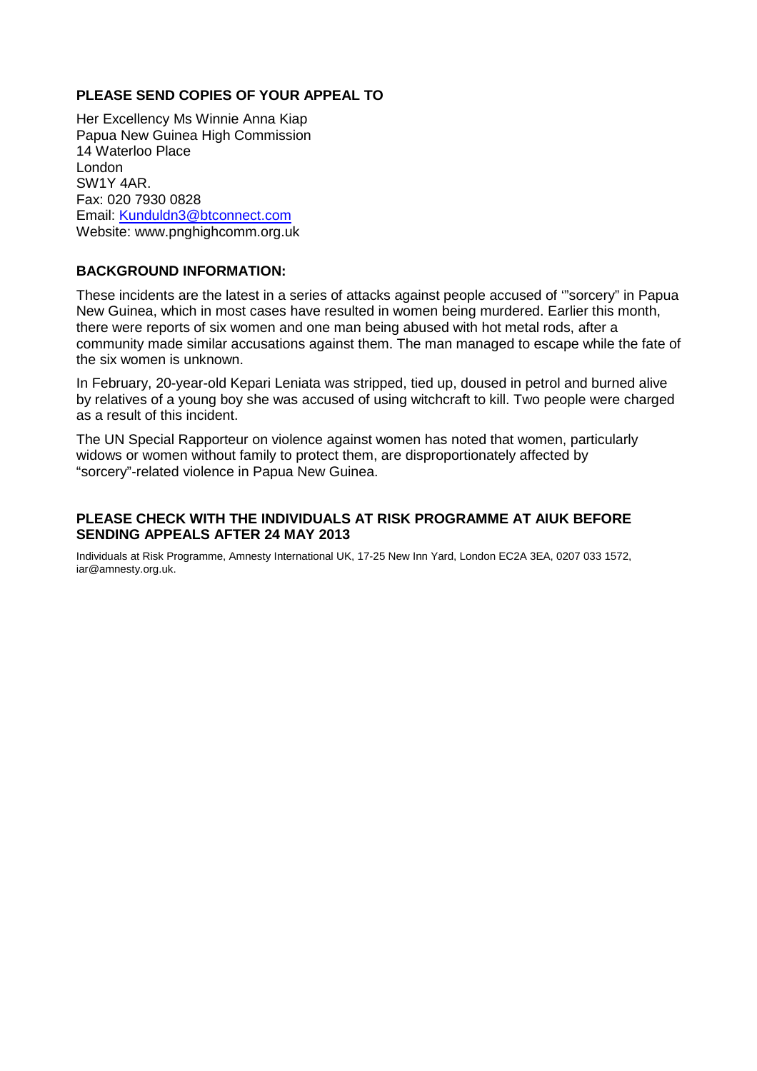**PLEASE SEND COPIES OF YOUR APPEAL TO**

Her Excellency Ms Winnie Anna Kiap
Papua New Guinea High Commission
14 Waterloo Place
London
SW1Y 4AR.
Fax: 020 7930 0828
Email: Kunduldn3@btconnect.com
Website: www.pnghighcomm.org.uk

**BACKGROUND INFORMATION:**

These incidents are the latest in a series of attacks against people accused of '"sorcery" in Papua New Guinea, which in most cases have resulted in women being murdered. Earlier this month, there were reports of six women and one man being abused with hot metal rods, after a community made similar accusations against them. The man managed to escape while the fate of the six women is unknown.

In February, 20-year-old Kepari Leniata was stripped, tied up, doused in petrol and burned alive by relatives of a young boy she was accused of using witchcraft to kill. Two people were charged as a result of this incident.

The UN Special Rapporteur on violence against women has noted that women, particularly widows or women without family to protect them, are disproportionately affected by "sorcery"-related violence in Papua New Guinea.

**PLEASE CHECK WITH THE INDIVIDUALS AT RISK PROGRAMME AT AIUK BEFORE SENDING APPEALS AFTER 24 MAY 2013**

Individuals at Risk Programme, Amnesty International UK, 17-25 New Inn Yard, London EC2A 3EA, 0207 033 1572, iar@amnesty.org.uk.